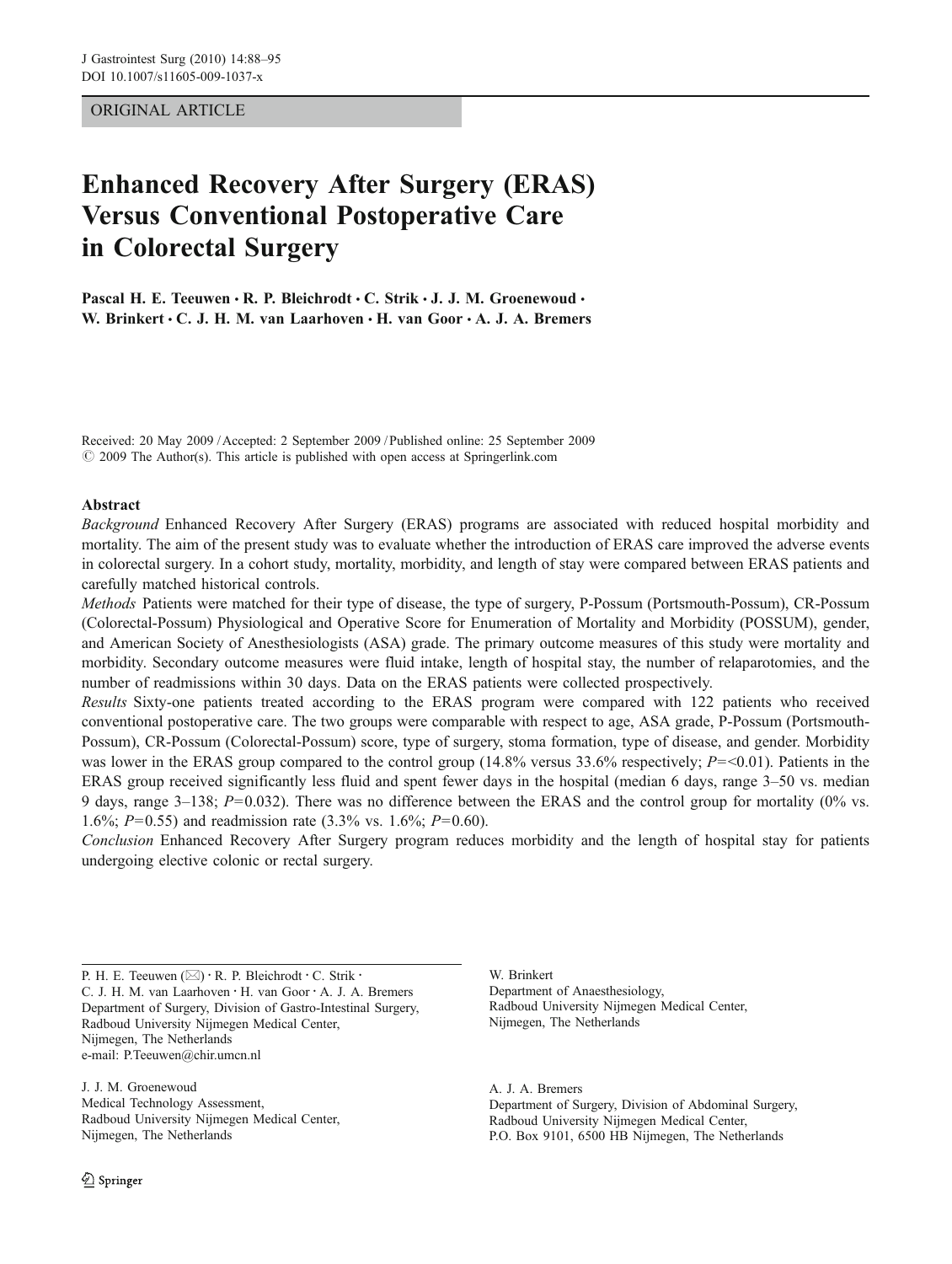ORIGINAL ARTICLE

# Enhanced Recovery After Surgery (ERAS) Versus Conventional Postoperative Care in Colorectal Surgery

**Pascal H. E. Teeuwen · R. P. Bleichrodt · C. Strik · J. J. M. Groenewoud · W. Brinkert · C. J. H. M. van Laarhoven · H. van Goor · A. J. A. Bremers**

Received: 20 May 2009 / Accepted: 2 September 2009 / Published online: 25 September 2009
© 2009 The Author(s). This article is published with open access at Springerlink.com

## Abstract

*Background* Enhanced Recovery After Surgery (ERAS) programs are associated with reduced hospital morbidity and mortality. The aim of the present study was to evaluate whether the introduction of ERAS care improved the adverse events in colorectal surgery. In a cohort study, mortality, morbidity, and length of stay were compared between ERAS patients and carefully matched historical controls.

*Methods* Patients were matched for their type of disease, the type of surgery, P-Possum (Portsmouth-Possum), CR-Possum (Colorectal-Possum) Physiological and Operative Score for Enumeration of Mortality and Morbidity (POSSUM), gender, and American Society of Anesthesiologists (ASA) grade. The primary outcome measures of this study were mortality and morbidity. Secondary outcome measures were fluid intake, length of hospital stay, the number of relaparotomies, and the number of readmissions within 30 days. Data on the ERAS patients were collected prospectively.

*Results* Sixty-one patients treated according to the ERAS program were compared with 122 patients who received conventional postoperative care. The two groups were comparable with respect to age, ASA grade, P-Possum (Portsmouth-Possum), CR-Possum (Colorectal-Possum) score, type of surgery, stoma formation, type of disease, and gender. Morbidity was lower in the ERAS group compared to the control group (14.8% versus 33.6% respectively; $P=<0.01$). Patients in the ERAS group received significantly less fluid and spent fewer days in the hospital (median 6 days, range 3–50 vs. median 9 days, range 3–138; $P=0.032$). There was no difference between the ERAS and the control group for mortality (0% vs. 1.6%; $P=0.55$) and readmission rate (3.3% vs. 1.6%; $P=0.60$).

*Conclusion* Enhanced Recovery After Surgery program reduces morbidity and the length of hospital stay for patients undergoing elective colonic or rectal surgery.

---

P. H. E. Teeuwen (✉) · R. P. Bleichrodt · C. Strik · C. J. H. M. van Laarhoven · H. van Goor · A. J. A. Bremers
Department of Surgery, Division of Gastro-Intestinal Surgery, Radboud University Nijmegen Medical Center, Nijmegen, The Netherlands
e-mail: P.Teeuwen@chir.umcn.nl

J. J. M. Groenewoud
Medical Technology Assessment, Radboud University Nijmegen Medical Center, Nijmegen, The Netherlands

W. Brinkert
Department of Anaesthesiology, Radboud University Nijmegen Medical Center, Nijmegen, The Netherlands

A. J. A. Bremers
Department of Surgery, Division of Abdominal Surgery, Radboud University Nijmegen Medical Center, P.O. Box 9101, 6500 HB Nijmegen, The Netherlands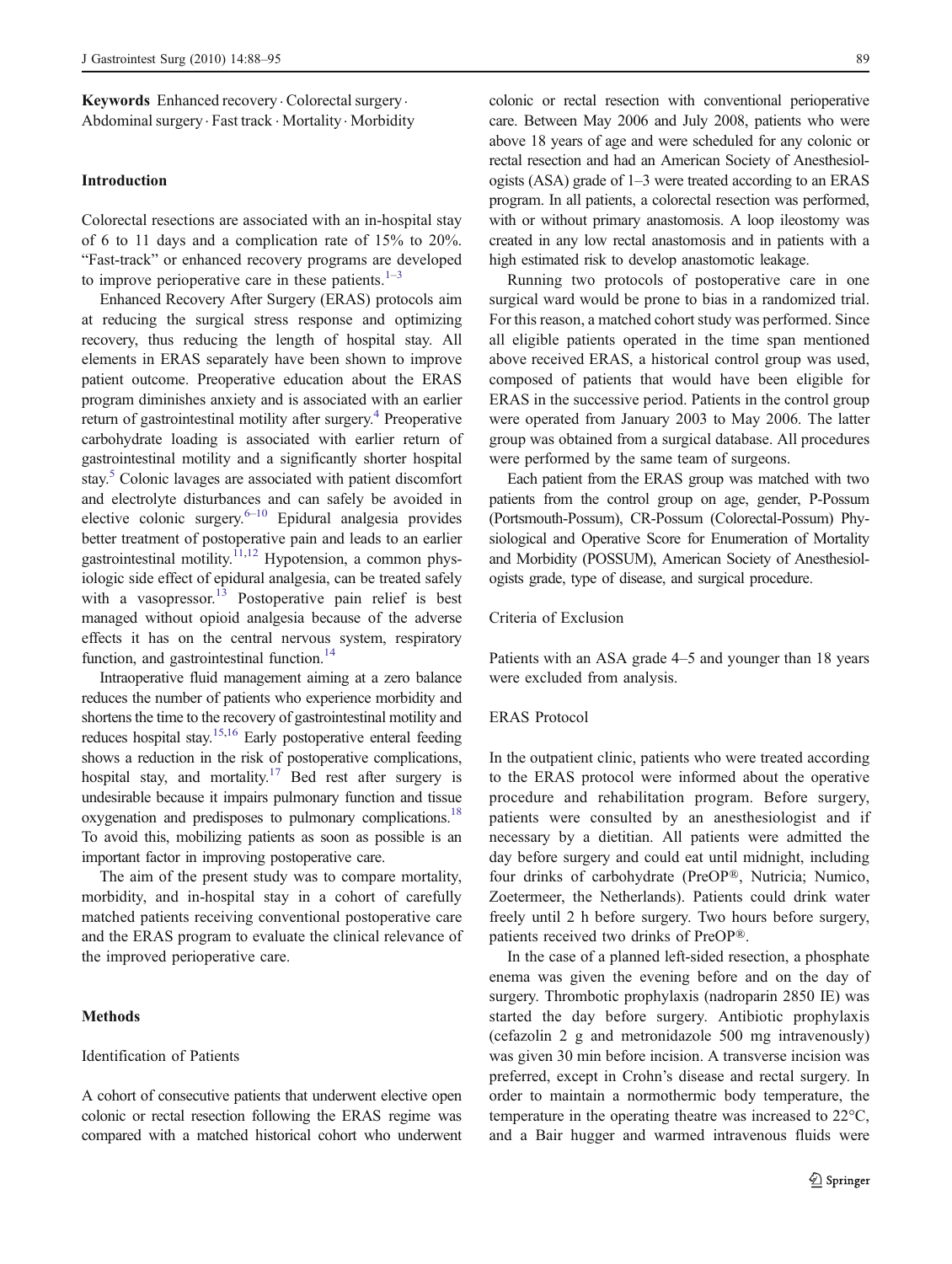**Keywords** Enhanced recovery · Colorectal surgery · Abdominal surgery · Fast track · Mortality · Morbidity

## Introduction

Colorectal resections are associated with an in-hospital stay of 6 to 11 days and a complication rate of 15% to 20%. "Fast-track" or enhanced recovery programs are developed to improve perioperative care in these patients.[1–3]

Enhanced Recovery After Surgery (ERAS) protocols aim at reducing the surgical stress response and optimizing recovery, thus reducing the length of hospital stay. All elements in ERAS separately have been shown to improve patient outcome. Preoperative education about the ERAS program diminishes anxiety and is associated with an earlier return of gastrointestinal motility after surgery.[4] Preoperative carbohydrate loading is associated with earlier return of gastrointestinal motility and a significantly shorter hospital stay.[5] Colonic lavages are associated with patient discomfort and electrolyte disturbances and can safely be avoided in elective colonic surgery.[6–10] Epidural analgesia provides better treatment of postoperative pain and leads to an earlier gastrointestinal motility.[11,12] Hypotension, a common physiologic side effect of epidural analgesia, can be treated safely with a vasopressor.[13] Postoperative pain relief is best managed without opioid analgesia because of the adverse effects it has on the central nervous system, respiratory function, and gastrointestinal function.[14]

Intraoperative fluid management aiming at a zero balance reduces the number of patients who experience morbidity and shortens the time to the recovery of gastrointestinal motility and reduces hospital stay.[15,16] Early postoperative enteral feeding shows a reduction in the risk of postoperative complications, hospital stay, and mortality.[17] Bed rest after surgery is undesirable because it impairs pulmonary function and tissue oxygenation and predisposes to pulmonary complications.[18] To avoid this, mobilizing patients as soon as possible is an important factor in improving postoperative care.

The aim of the present study was to compare mortality, morbidity, and in-hospital stay in a cohort of carefully matched patients receiving conventional postoperative care and the ERAS program to evaluate the clinical relevance of the improved perioperative care.

## Methods

### Identification of Patients

A cohort of consecutive patients that underwent elective open colonic or rectal resection following the ERAS regime was compared with a matched historical cohort who underwent colonic or rectal resection with conventional perioperative care. Between May 2006 and July 2008, patients who were above 18 years of age and were scheduled for any colonic or rectal resection and had an American Society of Anesthesiologists (ASA) grade of 1–3 were treated according to an ERAS program. In all patients, a colorectal resection was performed, with or without primary anastomosis. A loop ileostomy was created in any low rectal anastomosis and in patients with a high estimated risk to develop anastomotic leakage.

Running two protocols of postoperative care in one surgical ward would be prone to bias in a randomized trial. For this reason, a matched cohort study was performed. Since all eligible patients operated in the time span mentioned above received ERAS, a historical control group was used, composed of patients that would have been eligible for ERAS in the successive period. Patients in the control group were operated from January 2003 to May 2006. The latter group was obtained from a surgical database. All procedures were performed by the same team of surgeons.

Each patient from the ERAS group was matched with two patients from the control group on age, gender, P-Possum (Portsmouth-Possum), CR-Possum (Colorectal-Possum) Physiological and Operative Score for Enumeration of Mortality and Morbidity (POSSUM), American Society of Anesthesiologists grade, type of disease, and surgical procedure.

### Criteria of Exclusion

Patients with an ASA grade 4–5 and younger than 18 years were excluded from analysis.

### ERAS Protocol

In the outpatient clinic, patients who were treated according to the ERAS protocol were informed about the operative procedure and rehabilitation program. Before surgery, patients were consulted by an anesthesiologist and if necessary by a dietitian. All patients were admitted the day before surgery and could eat until midnight, including four drinks of carbohydrate (PreOP®, Nutricia; Numico, Zoetermeer, the Netherlands). Patients could drink water freely until 2 h before surgery. Two hours before surgery, patients received two drinks of PreOP®.

In the case of a planned left-sided resection, a phosphate enema was given the evening before and on the day of surgery. Thrombotic prophylaxis (nadroparin 2850 IE) was started the day before surgery. Antibiotic prophylaxis (cefazolin 2 g and metronidazole 500 mg intravenously) was given 30 min before incision. A transverse incision was preferred, except in Crohn's disease and rectal surgery. In order to maintain a normothermic body temperature, the temperature in the operating theatre was increased to 22°C, and a Bair hugger and warmed intravenous fluids were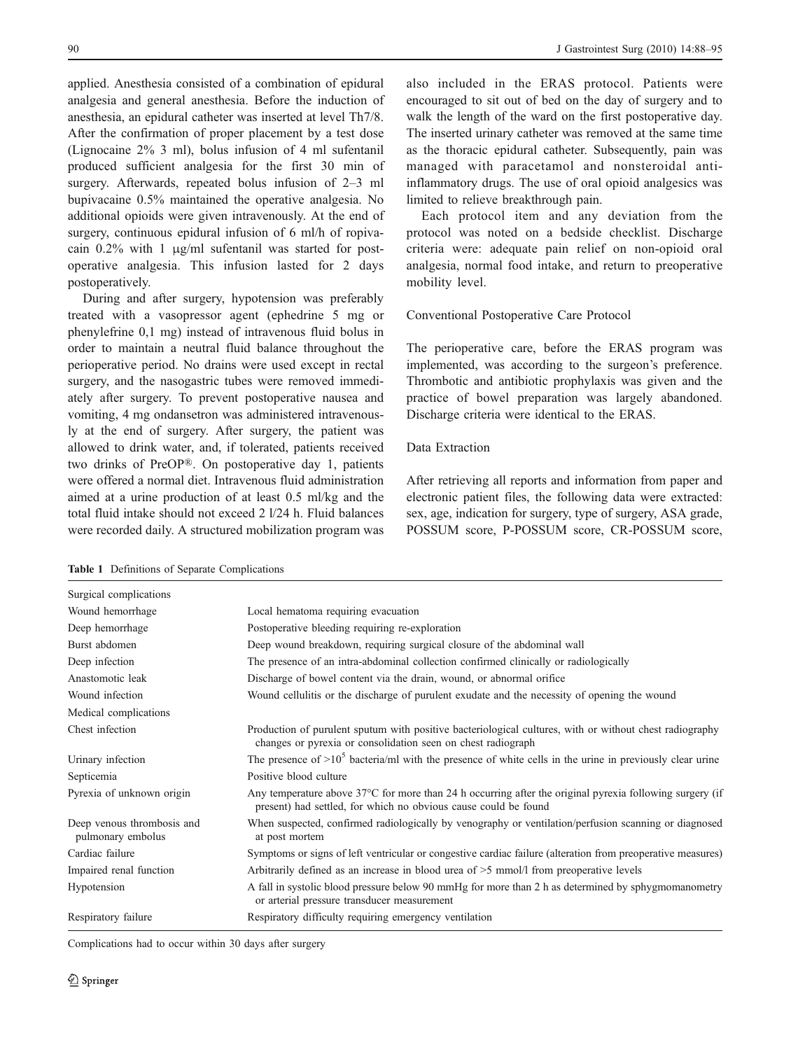applied. Anesthesia consisted of a combination of epidural analgesia and general anesthesia. Before the induction of anesthesia, an epidural catheter was inserted at level Th7/8. After the confirmation of proper placement by a test dose (Lignocaine 2% 3 ml), bolus infusion of 4 ml sufentanil produced sufficient analgesia for the first 30 min of surgery. Afterwards, repeated bolus infusion of 2–3 ml bupivacaine 0.5% maintained the operative analgesia. No additional opioids were given intravenously. At the end of surgery, continuous epidural infusion of 6 ml/h of ropivacain 0.2% with 1 μg/ml sufentanil was started for postoperative analgesia. This infusion lasted for 2 days postoperatively.

During and after surgery, hypotension was preferably treated with a vasopressor agent (ephedrine 5 mg or phenylefrine 0,1 mg) instead of intravenous fluid bolus in order to maintain a neutral fluid balance throughout the perioperative period. No drains were used except in rectal surgery, and the nasogastric tubes were removed immediately after surgery. To prevent postoperative nausea and vomiting, 4 mg ondansetron was administered intravenously at the end of surgery. After surgery, the patient was allowed to drink water, and, if tolerated, patients received two drinks of PreOP®. On postoperative day 1, patients were offered a normal diet. Intravenous fluid administration aimed at a urine production of at least 0.5 ml/kg and the total fluid intake should not exceed 2 l/24 h. Fluid balances were recorded daily. A structured mobilization program was also included in the ERAS protocol. Patients were encouraged to sit out of bed on the day of surgery and to walk the length of the ward on the first postoperative day. The inserted urinary catheter was removed at the same time as the thoracic epidural catheter. Subsequently, pain was managed with paracetamol and nonsteroidal anti-inflammatory drugs. The use of oral opioid analgesics was limited to relieve breakthrough pain.

Each protocol item and any deviation from the protocol was noted on a bedside checklist. Discharge criteria were: adequate pain relief on non-opioid oral analgesia, normal food intake, and return to preoperative mobility level.

### Conventional Postoperative Care Protocol

The perioperative care, before the ERAS program was implemented, was according to the surgeon's preference. Thrombotic and antibiotic prophylaxis was given and the practice of bowel preparation was largely abandoned. Discharge criteria were identical to the ERAS.

### Data Extraction

After retrieving all reports and information from paper and electronic patient files, the following data were extracted: sex, age, indication for surgery, type of surgery, ASA grade, POSSUM score, P-POSSUM score, CR-POSSUM score,

**Table 1** Definitions of Separate Complications

| | |
|---|---|
| Surgical complications | |
| Wound hemorrhage | Local hematoma requiring evacuation |
| Deep hemorrhage | Postoperative bleeding requiring re-exploration |
| Burst abdomen | Deep wound breakdown, requiring surgical closure of the abdominal wall |
| Deep infection | The presence of an intra-abdominal collection confirmed clinically or radiologically |
| Anastomotic leak | Discharge of bowel content via the drain, wound, or abnormal orifice |
| Wound infection | Wound cellulitis or the discharge of purulent exudate and the necessity of opening the wound |
| Medical complications | |
| Chest infection | Production of purulent sputum with positive bacteriological cultures, with or without chest radiography changes or pyrexia or consolidation seen on chest radiograph |
| Urinary infection | The presence of $>10^5$ bacteria/ml with the presence of white cells in the urine in previously clear urine |
| Septicemia | Positive blood culture |
| Pyrexia of unknown origin | Any temperature above 37°C for more than 24 h occurring after the original pyrexia following surgery (if present) had settled, for which no obvious cause could be found |
| Deep venous thrombosis and pulmonary embolus | When suspected, confirmed radiologically by venography or ventilation/perfusion scanning or diagnosed at post mortem |
| Cardiac failure | Symptoms or signs of left ventricular or congestive cardiac failure (alteration from preoperative measures) |
| Impaired renal function | Arbitrarily defined as an increase in blood urea of >5 mmol/l from preoperative levels |
| Hypotension | A fall in systolic blood pressure below 90 mmHg for more than 2 h as determined by sphygmomanometry or arterial pressure transducer measurement |
| Respiratory failure | Respiratory difficulty requiring emergency ventilation |

Complications had to occur within 30 days after surgery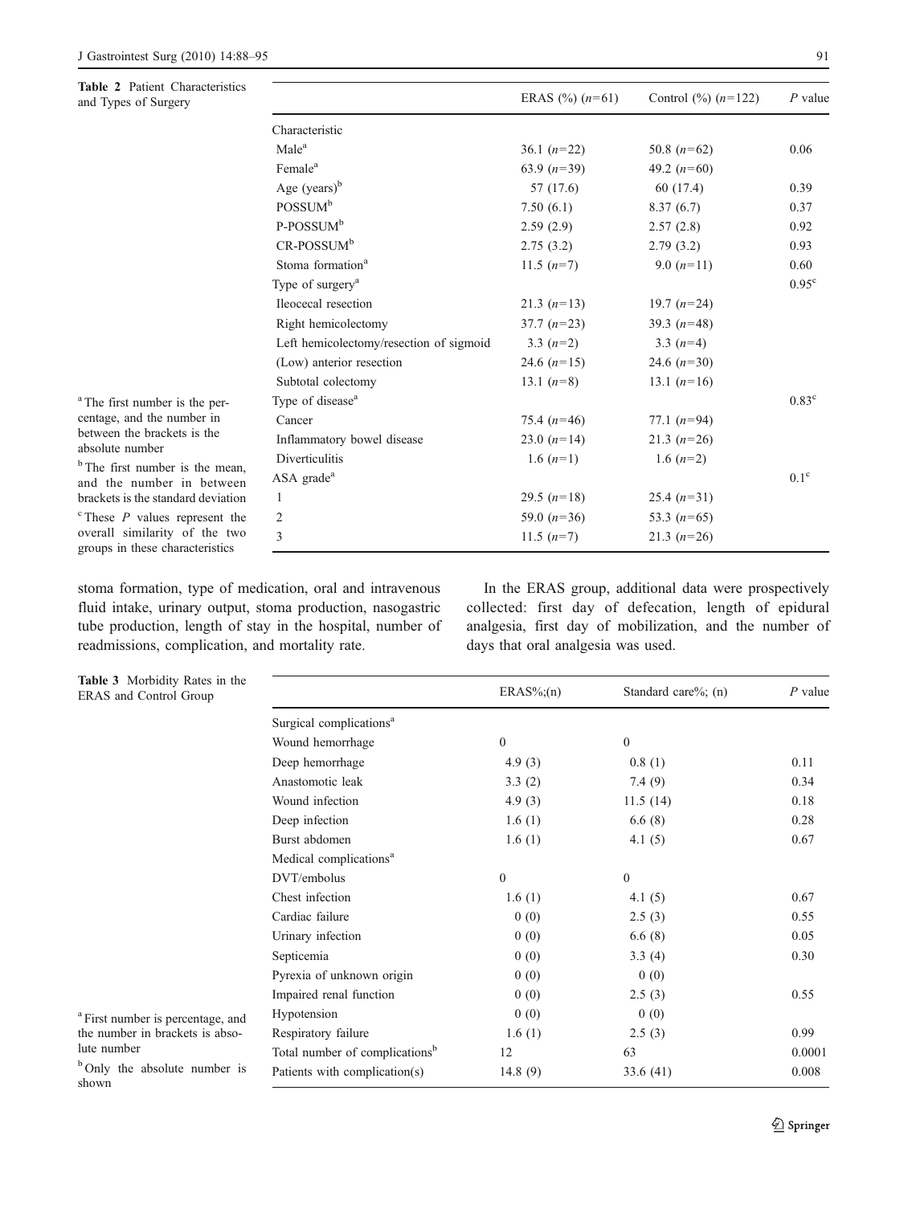**Table 2** Patient Characteristics and Types of Surgery

| | ERAS (%) ($n$=61) | Control (%) ($n$=122) | $P$ value |
|---|---|---|---|
| Characteristic | | | |
| Male[a] | 36.1 ($n$=22) | 50.8 ($n$=62) | 0.06 |
| Female[a] | 63.9 ($n$=39) | 49.2 ($n$=60) | |
| Age (years)[b] | 57 (17.6) | 60 (17.4) | 0.39 |
| POSSUM[b] | 7.50 (6.1) | 8.37 (6.7) | 0.37 |
| P-POSSUM[b] | 2.59 (2.9) | 2.57 (2.8) | 0.92 |
| CR-POSSUM[b] | 2.75 (3.2) | 2.79 (3.2) | 0.93 |
| Stoma formation[a] | 11.5 ($n$=7) | 9.0 ($n$=11) | 0.60 |
| Type of surgery[a] | | | 0.95[c] |
| Ileocecal resection | 21.3 ($n$=13) | 19.7 ($n$=24) | |
| Right hemicolectomy | 37.7 ($n$=23) | 39.3 ($n$=48) | |
| Left hemicolectomy/resection of sigmoid | 3.3 ($n$=2) | 3.3 ($n$=4) | |
| (Low) anterior resection | 24.6 ($n$=15) | 24.6 ($n$=30) | |
| Subtotal colectomy | 13.1 ($n$=8) | 13.1 ($n$=16) | |
| Type of disease[a] | | | 0.83[c] |
| Cancer | 75.4 ($n$=46) | 77.1 ($n$=94) | |
| Inflammatory bowel disease | 23.0 ($n$=14) | 21.3 ($n$=26) | |
| Diverticulitis | 1.6 ($n$=1) | 1.6 ($n$=2) | |
| ASA grade[a] | | | 0.1[c] |
| 1 | 29.5 ($n$=18) | 25.4 ($n$=31) | |
| 2 | 59.0 ($n$=36) | 53.3 ($n$=65) | |
| 3 | 11.5 ($n$=7) | 21.3 ($n$=26) | |

[a] The first number is the percentage, and the number in between the brackets is the absolute number

[b] The first number is the mean, and the number in between brackets is the standard deviation

[c] These $P$ values represent the overall similarity of the two groups in these characteristics

stoma formation, type of medication, oral and intravenous fluid intake, urinary output, stoma production, nasogastric tube production, length of stay in the hospital, number of readmissions, complication, and mortality rate.

In the ERAS group, additional data were prospectively collected: first day of defecation, length of epidural analgesia, first day of mobilization, and the number of days that oral analgesia was used.

**Table 3** Morbidity Rates in the ERAS and Control Group

| | ERAS%;(n) | Standard care%; (n) | $P$ value |
|---|---|---|---|
| Surgical complications[a] | | | |
| Wound hemorrhage | 0 | 0 | |
| Deep hemorrhage | 4.9 (3) | 0.8 (1) | 0.11 |
| Anastomotic leak | 3.3 (2) | 7.4 (9) | 0.34 |
| Wound infection | 4.9 (3) | 11.5 (14) | 0.18 |
| Deep infection | 1.6 (1) | 6.6 (8) | 0.28 |
| Burst abdomen | 1.6 (1) | 4.1 (5) | 0.67 |
| Medical complications[a] | | | |
| DVT/embolus | 0 | 0 | |
| Chest infection | 1.6 (1) | 4.1 (5) | 0.67 |
| Cardiac failure | 0 (0) | 2.5 (3) | 0.55 |
| Urinary infection | 0 (0) | 6.6 (8) | 0.05 |
| Septicemia | 0 (0) | 3.3 (4) | 0.30 |
| Pyrexia of unknown origin | 0 (0) | 0 (0) | |
| Impaired renal function | 0 (0) | 2.5 (3) | 0.55 |
| Hypotension | 0 (0) | 0 (0) | |
| Respiratory failure | 1.6 (1) | 2.5 (3) | 0.99 |
| Total number of complications[b] | 12 | 63 | 0.0001 |
| Patients with complication(s) | 14.8 (9) | 33.6 (41) | 0.008 |

[a] First number is percentage, and the number in brackets is absolute number

[b] Only the absolute number is shown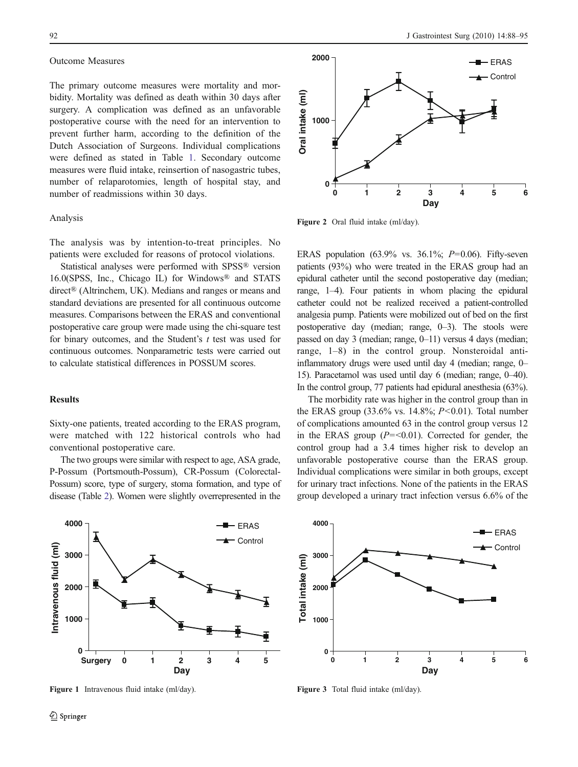### Outcome Measures

The primary outcome measures were mortality and morbidity. Mortality was defined as death within 30 days after surgery. A complication was defined as an unfavorable postoperative course with the need for an intervention to prevent further harm, according to the definition of the Dutch Association of Surgeons. Individual complications were defined as stated in Table 1. Secondary outcome measures were fluid intake, reinsertion of nasogastric tubes, number of relaparotomies, length of hospital stay, and number of readmissions within 30 days.

### Analysis

The analysis was by intention-to-treat principles. No patients were excluded for reasons of protocol violations.

Statistical analyses were performed with SPSS® version 16.0(SPSS, Inc., Chicago IL) for Windows® and STATS direct® (Altrinchem, UK). Medians and ranges or means and standard deviations are presented for all continuous outcome measures. Comparisons between the ERAS and conventional postoperative care group were made using the chi-square test for binary outcomes, and the Student's *t* test was used for continuous outcomes. Nonparametric tests were carried out to calculate statistical differences in POSSUM scores.

## Results

Sixty-one patients, treated according to the ERAS program, were matched with 122 historical controls who had conventional postoperative care.

The two groups were similar with respect to age, ASA grade, P-Possum (Portsmouth-Possum), CR-Possum (Colorectal-Possum) score, type of surgery, stoma formation, and type of disease (Table 2). Women were slightly overrepresented in the ERAS population (63.9% vs. 36.1%; $P=0.06$). Fifty-seven patients (93%) who were treated in the ERAS group had an epidural catheter until the second postoperative day (median; range, 1–4). Four patients in whom placing the epidural catheter could not be realized received a patient-controlled analgesia pump. Patients were mobilized out of bed on the first postoperative day (median; range, 0–3). The stools were passed on day 3 (median; range, 0–11) versus 4 days (median; range, 1–8) in the control group. Nonsteroidal anti-inflammatory drugs were used until day 4 (median; range, 0–15). Paracetamol was used until day 6 (median; range, 0–40). In the control group, 77 patients had epidural anesthesia (63%).

The morbidity rate was higher in the control group than in the ERAS group (33.6% vs. 14.8%; $P<0.01$). Total number of complications amounted 63 in the control group versus 12 in the ERAS group ($P=<0.01$). Corrected for gender, the control group had a 3.4 times higher risk to develop an unfavorable postoperative course than the ERAS group. Individual complications were similar in both groups, except for urinary tract infections. None of the patients in the ERAS group developed a urinary tract infection versus 6.6% of the

Figure 1 Intravenous fluid intake (ml/day).

Figure 2 Oral fluid intake (ml/day).

Figure 3 Total fluid intake (ml/day).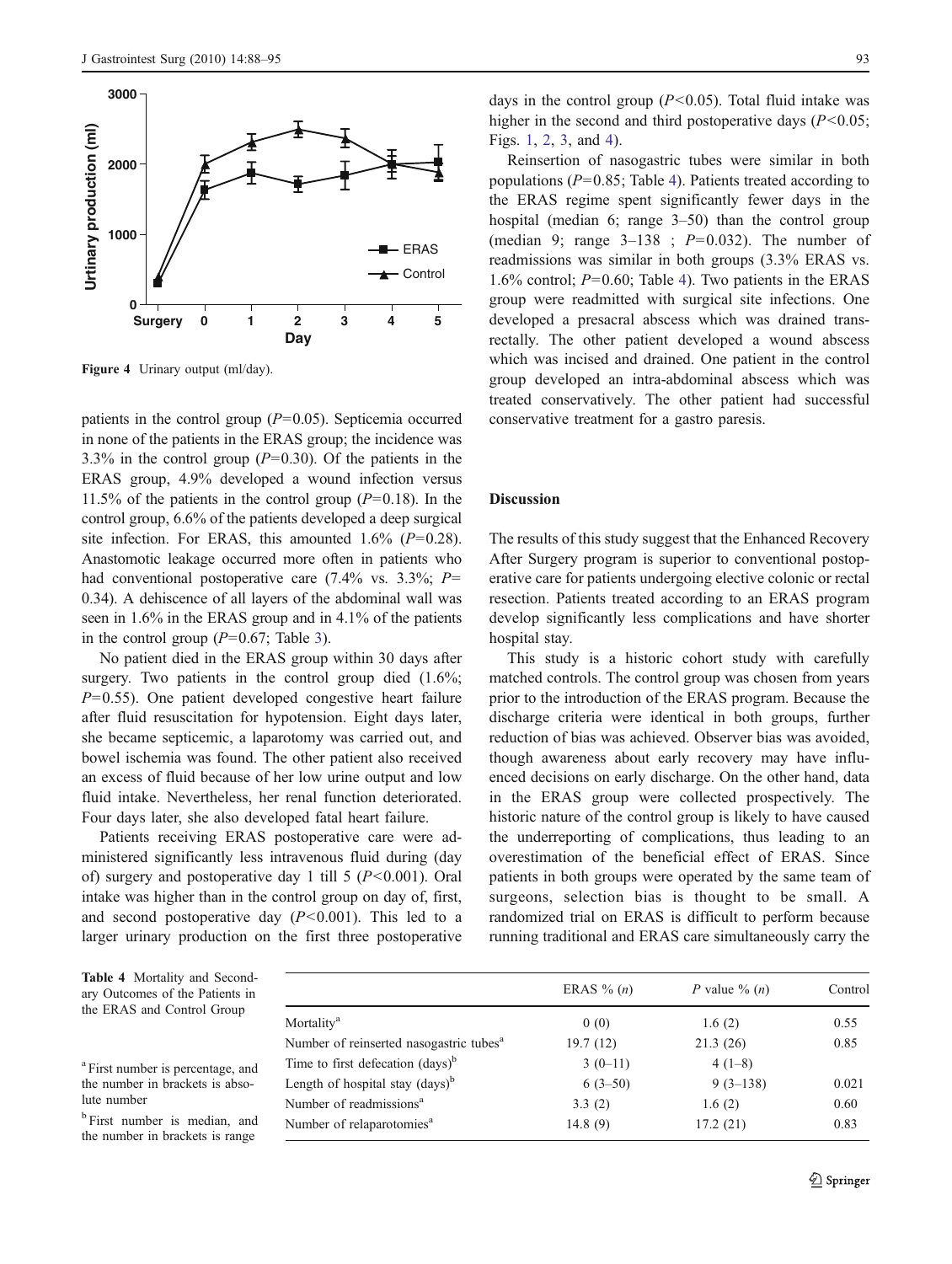Figure 4 Urinary output (ml/day).

patients in the control group ($P=0.05$). Septicemia occurred in none of the patients in the ERAS group; the incidence was 3.3% in the control group ($P=0.30$). Of the patients in the ERAS group, 4.9% developed a wound infection versus 11.5% of the patients in the control group ($P=0.18$). In the control group, 6.6% of the patients developed a deep surgical site infection. For ERAS, this amounted 1.6% ($P=0.28$). Anastomotic leakage occurred more often in patients who had conventional postoperative care (7.4% vs. 3.3%; $P=0.34$). A dehiscence of all layers of the abdominal wall was seen in 1.6% in the ERAS group and in 4.1% of the patients in the control group ($P=0.67$; Table 3).

No patient died in the ERAS group within 30 days after surgery. Two patients in the control group died (1.6%; $P=0.55$). One patient developed congestive heart failure after fluid resuscitation for hypotension. Eight days later, she became septicemic, a laparotomy was carried out, and bowel ischemia was found. The other patient also received an excess of fluid because of her low urine output and low fluid intake. Nevertheless, her renal function deteriorated. Four days later, she also developed fatal heart failure.

Patients receiving ERAS postoperative care were administered significantly less intravenous fluid during (day of) surgery and postoperative day 1 till 5 ($P<0.001$). Oral intake was higher than in the control group on day of, first, and second postoperative day ($P<0.001$). This led to a larger urinary production on the first three postoperative days in the control group ($P<0.05$). Total fluid intake was higher in the second and third postoperative days ($P<0.05$; Figs. 1, 2, 3, and 4).

Reinsertion of nasogastric tubes were similar in both populations ($P=0.85$; Table 4). Patients treated according to the ERAS regime spent significantly fewer days in the hospital (median 6; range 3–50) than the control group (median 9; range 3–138 ; $P=0.032$). The number of readmissions was similar in both groups (3.3% ERAS vs. 1.6% control; $P=0.60$; Table 4). Two patients in the ERAS group were readmitted with surgical site infections. One developed a presacral abscess which was drained transrectally. The other patient developed a wound abscess which was incised and drained. One patient in the control group developed an intra-abdominal abscess which was treated conservatively. The other patient had successful conservative treatment for a gastro paresis.

## Discussion

The results of this study suggest that the Enhanced Recovery After Surgery program is superior to conventional postoperative care for patients undergoing elective colonic or rectal resection. Patients treated according to an ERAS program develop significantly less complications and have shorter hospital stay.

This study is a historic cohort study with carefully matched controls. The control group was chosen from years prior to the introduction of the ERAS program. Because the discharge criteria were identical in both groups, further reduction of bias was achieved. Observer bias was avoided, though awareness about early recovery may have influenced decisions on early discharge. On the other hand, data in the ERAS group were collected prospectively. The historic nature of the control group is likely to have caused the underreporting of complications, thus leading to an overestimation of the beneficial effect of ERAS. Since patients in both groups were operated by the same team of surgeons, selection bias is thought to be small. A randomized trial on ERAS is difficult to perform because running traditional and ERAS care simultaneously carry the

Table 4 Mortality and Secondary Outcomes of the Patients in the ERAS and Control Group

| | ERAS % (*n*) | *P* value % (*n*) | Control |
|---|---|---|---|
| Mortality[a] | 0 (0) | 1.6 (2) | 0.55 |
| Number of reinserted nasogastric tubes[a] | 19.7 (12) | 21.3 (26) | 0.85 |
| Time to first defecation (days)[b] | 3 (0–11) | 4 (1–8) | |
| Length of hospital stay (days)[b] | 6 (3–50) | 9 (3–138) | 0.021 |
| Number of readmissions[a] | 3.3 (2) | 1.6 (2) | 0.60 |
| Number of relaparotomies[a] | 14.8 (9) | 17.2 (21) | 0.83 |

[a] First number is percentage, and the number in brackets is absolute number

[b] First number is median, and the number in brackets is range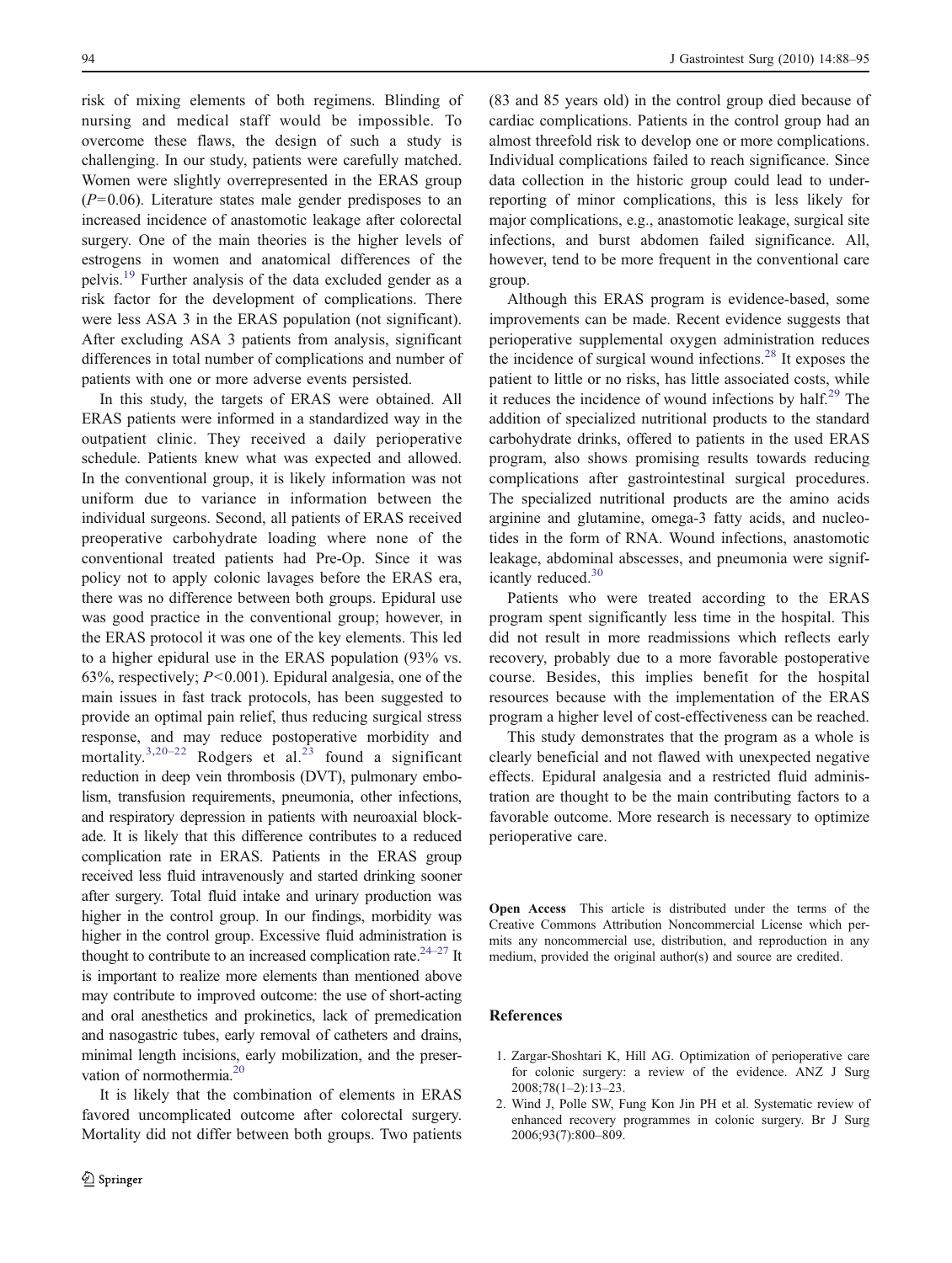risk of mixing elements of both regimens. Blinding of nursing and medical staff would be impossible. To overcome these flaws, the design of such a study is challenging. In our study, patients were carefully matched. Women were slightly overrepresented in the ERAS group ($P=0.06$). Literature states male gender predisposes to an increased incidence of anastomotic leakage after colorectal surgery. One of the main theories is the higher levels of estrogens in women and anatomical differences of the pelvis.[19] Further analysis of the data excluded gender as a risk factor for the development of complications. There were less ASA 3 in the ERAS population (not significant). After excluding ASA 3 patients from analysis, significant differences in total number of complications and number of patients with one or more adverse events persisted.

In this study, the targets of ERAS were obtained. All ERAS patients were informed in a standardized way in the outpatient clinic. They received a daily perioperative schedule. Patients knew what was expected and allowed. In the conventional group, it is likely information was not uniform due to variance in information between the individual surgeons. Second, all patients of ERAS received preoperative carbohydrate loading where none of the conventional treated patients had Pre-Op. Since it was policy not to apply colonic lavages before the ERAS era, there was no difference between both groups. Epidural use was good practice in the conventional group; however, in the ERAS protocol it was one of the key elements. This led to a higher epidural use in the ERAS population (93% vs. 63%, respectively; $P<0.001$). Epidural analgesia, one of the main issues in fast track protocols, has been suggested to provide an optimal pain relief, thus reducing surgical stress response, and may reduce postoperative morbidity and mortality.[3,20–22] Rodgers et al.[23] found a significant reduction in deep vein thrombosis (DVT), pulmonary embolism, transfusion requirements, pneumonia, other infections, and respiratory depression in patients with neuroaxial blockade. It is likely that this difference contributes to a reduced complication rate in ERAS. Patients in the ERAS group received less fluid intravenously and started drinking sooner after surgery. Total fluid intake and urinary production was higher in the control group. In our findings, morbidity was higher in the control group. Excessive fluid administration is thought to contribute to an increased complication rate.[24–27] It is important to realize more elements than mentioned above may contribute to improved outcome: the use of short-acting and oral anesthetics and prokinetics, lack of premedication and nasogastric tubes, early removal of catheters and drains, minimal length incisions, early mobilization, and the preservation of normothermia.[20]

It is likely that the combination of elements in ERAS favored uncomplicated outcome after colorectal surgery. Mortality did not differ between both groups. Two patients (83 and 85 years old) in the control group died because of cardiac complications. Patients in the control group had an almost threefold risk to develop one or more complications. Individual complications failed to reach significance. Since data collection in the historic group could lead to underreporting of minor complications, this is less likely for major complications, e.g., anastomotic leakage, surgical site infections, and burst abdomen failed significance. All, however, tend to be more frequent in the conventional care group.

Although this ERAS program is evidence-based, some improvements can be made. Recent evidence suggests that perioperative supplemental oxygen administration reduces the incidence of surgical wound infections.[28] It exposes the patient to little or no risks, has little associated costs, while it reduces the incidence of wound infections by half.[29] The addition of specialized nutritional products to the standard carbohydrate drinks, offered to patients in the used ERAS program, also shows promising results towards reducing complications after gastrointestinal surgical procedures. The specialized nutritional products are the amino acids arginine and glutamine, omega-3 fatty acids, and nucleotides in the form of RNA. Wound infections, anastomotic leakage, abdominal abscesses, and pneumonia were significantly reduced.[30]

Patients who were treated according to the ERAS program spent significantly less time in the hospital. This did not result in more readmissions which reflects early recovery, probably due to a more favorable postoperative course. Besides, this implies benefit for the hospital resources because with the implementation of the ERAS program a higher level of cost-effectiveness can be reached.

This study demonstrates that the program as a whole is clearly beneficial and not flawed with unexpected negative effects. Epidural analgesia and a restricted fluid administration are thought to be the main contributing factors to a favorable outcome. More research is necessary to optimize perioperative care.

**Open Access** This article is distributed under the terms of the Creative Commons Attribution Noncommercial License which permits any noncommercial use, distribution, and reproduction in any medium, provided the original author(s) and source are credited.

## References

1. Zargar-Shoshtari K, Hill AG. Optimization of perioperative care for colonic surgery: a review of the evidence. ANZ J Surg 2008;78(1–2):13–23.
2. Wind J, Polle SW, Fung Kon Jin PH et al. Systematic review of enhanced recovery programmes in colonic surgery. Br J Surg 2006;93(7):800–809.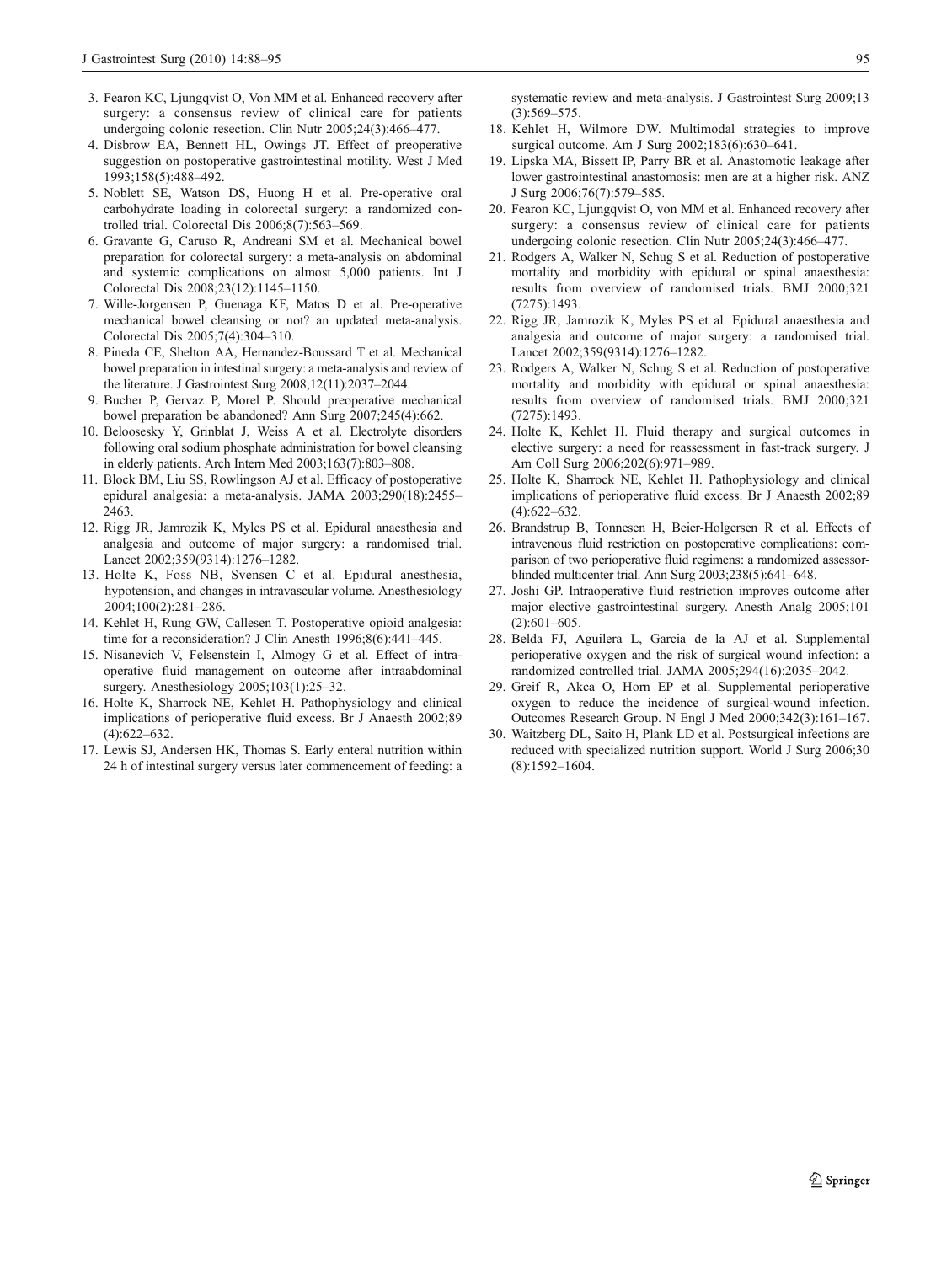3. Fearon KC, Ljungqvist O, Von MM et al. Enhanced recovery after surgery: a consensus review of clinical care for patients undergoing colonic resection. Clin Nutr 2005;24(3):466–477.
4. Disbrow EA, Bennett HL, Owings JT. Effect of preoperative suggestion on postoperative gastrointestinal motility. West J Med 1993;158(5):488–492.
5. Noblett SE, Watson DS, Huong H et al. Pre-operative oral carbohydrate loading in colorectal surgery: a randomized controlled trial. Colorectal Dis 2006;8(7):563–569.
6. Gravante G, Caruso R, Andreani SM et al. Mechanical bowel preparation for colorectal surgery: a meta-analysis on abdominal and systemic complications on almost 5,000 patients. Int J Colorectal Dis 2008;23(12):1145–1150.
7. Wille-Jorgensen P, Guenaga KF, Matos D et al. Pre-operative mechanical bowel cleansing or not? an updated meta-analysis. Colorectal Dis 2005;7(4):304–310.
8. Pineda CE, Shelton AA, Hernandez-Boussard T et al. Mechanical bowel preparation in intestinal surgery: a meta-analysis and review of the literature. J Gastrointest Surg 2008;12(11):2037–2044.
9. Bucher P, Gervaz P, Morel P. Should preoperative mechanical bowel preparation be abandoned? Ann Surg 2007;245(4):662.
10. Beloosesky Y, Grinblat J, Weiss A et al. Electrolyte disorders following oral sodium phosphate administration for bowel cleansing in elderly patients. Arch Intern Med 2003;163(7):803–808.
11. Block BM, Liu SS, Rowlingson AJ et al. Efficacy of postoperative epidural analgesia: a meta-analysis. JAMA 2003;290(18):2455–2463.
12. Rigg JR, Jamrozik K, Myles PS et al. Epidural anaesthesia and analgesia and outcome of major surgery: a randomised trial. Lancet 2002;359(9314):1276–1282.
13. Holte K, Foss NB, Svensen C et al. Epidural anesthesia, hypotension, and changes in intravascular volume. Anesthesiology 2004;100(2):281–286.
14. Kehlet H, Rung GW, Callesen T. Postoperative opioid analgesia: time for a reconsideration? J Clin Anesth 1996;8(6):441–445.
15. Nisanevich V, Felsenstein I, Almogy G et al. Effect of intraoperative fluid management on outcome after intraabdominal surgery. Anesthesiology 2005;103(1):25–32.
16. Holte K, Sharrock NE, Kehlet H. Pathophysiology and clinical implications of perioperative fluid excess. Br J Anaesth 2002;89 (4):622–632.
17. Lewis SJ, Andersen HK, Thomas S. Early enteral nutrition within 24 h of intestinal surgery versus later commencement of feeding: a systematic review and meta-analysis. J Gastrointest Surg 2009;13 (3):569–575.
18. Kehlet H, Wilmore DW. Multimodal strategies to improve surgical outcome. Am J Surg 2002;183(6):630–641.
19. Lipska MA, Bissett IP, Parry BR et al. Anastomotic leakage after lower gastrointestinal anastomosis: men are at a higher risk. ANZ J Surg 2006;76(7):579–585.
20. Fearon KC, Ljungqvist O, von MM et al. Enhanced recovery after surgery: a consensus review of clinical care for patients undergoing colonic resection. Clin Nutr 2005;24(3):466–477.
21. Rodgers A, Walker N, Schug S et al. Reduction of postoperative mortality and morbidity with epidural or spinal anaesthesia: results from overview of randomised trials. BMJ 2000;321 (7275):1493.
22. Rigg JR, Jamrozik K, Myles PS et al. Epidural anaesthesia and analgesia and outcome of major surgery: a randomised trial. Lancet 2002;359(9314):1276–1282.
23. Rodgers A, Walker N, Schug S et al. Reduction of postoperative mortality and morbidity with epidural or spinal anaesthesia: results from overview of randomised trials. BMJ 2000;321 (7275):1493.
24. Holte K, Kehlet H. Fluid therapy and surgical outcomes in elective surgery: a need for reassessment in fast-track surgery. J Am Coll Surg 2006;202(6):971–989.
25. Holte K, Sharrock NE, Kehlet H. Pathophysiology and clinical implications of perioperative fluid excess. Br J Anaesth 2002;89 (4):622–632.
26. Brandstrup B, Tonnesen H, Beier-Holgersen R et al. Effects of intravenous fluid restriction on postoperative complications: comparison of two perioperative fluid regimens: a randomized assessor-blinded multicenter trial. Ann Surg 2003;238(5):641–648.
27. Joshi GP. Intraoperative fluid restriction improves outcome after major elective gastrointestinal surgery. Anesth Analg 2005;101 (2):601–605.
28. Belda FJ, Aguilera L, Garcia de la AJ et al. Supplemental perioperative oxygen and the risk of surgical wound infection: a randomized controlled trial. JAMA 2005;294(16):2035–2042.
29. Greif R, Akca O, Horn EP et al. Supplemental perioperative oxygen to reduce the incidence of surgical-wound infection. Outcomes Research Group. N Engl J Med 2000;342(3):161–167.
30. Waitzberg DL, Saito H, Plank LD et al. Postsurgical infections are reduced with specialized nutrition support. World J Surg 2006;30 (8):1592–1604.